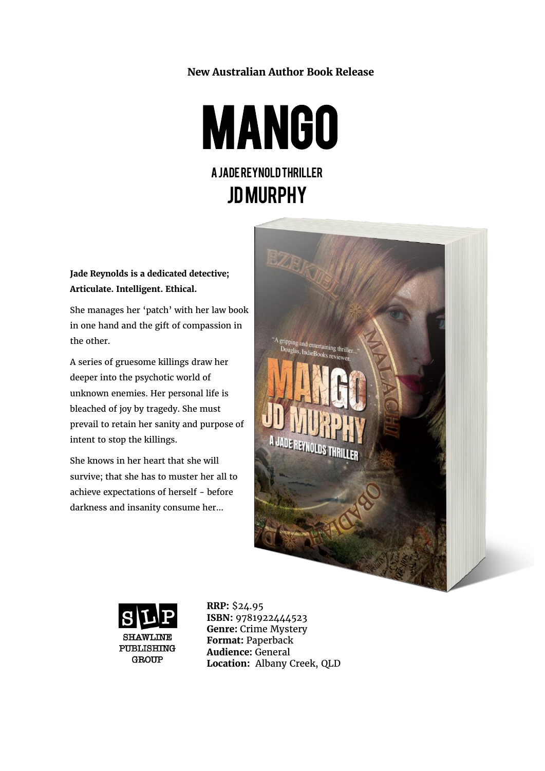**New Australian Author Book Release**

# MANGO

## A JADE REYNOLD THRILLER

## JD MURPHY

**Jade Reynolds is a dedicated detective; Articulate. Intelligent. Ethical.**

She manages her 'patch' with her law book in one hand and the gift of compassion in the other.

A series of gruesome killings draw her deeper into the psychotic world of unknown enemies. Her personal life is bleached of joy by tragedy. She must prevail to retain her sanity and purpose of intent to stop the killings.

She knows in her heart that she will survive; that she has to muster her all to achieve expectations of herself - before darkness and insanity consume her...

SLP
SHAWLINE PUBLISHING GROUP

**RRP:** $24.95
**ISBN:** 9781922444523
**Genre:** Crime Mystery
**Format:** Paperback
**Audience:** General
**Location:** Albany Creek, QLD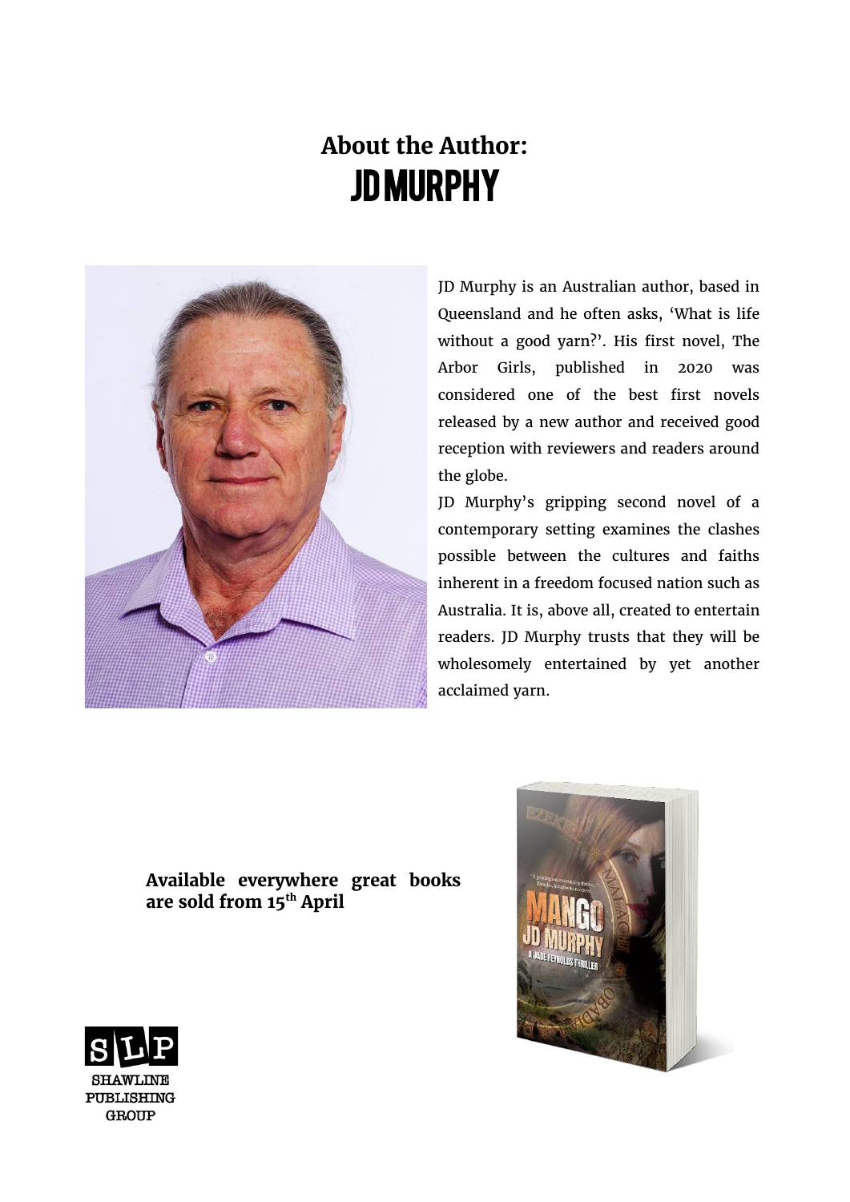# About the Author:
# JD MURPHY

JD Murphy is an Australian author, based in Queensland and he often asks, 'What is life without a good yarn?'. His first novel, The Arbor Girls, published in 2020 was considered one of the best first novels released by a new author and received good reception with reviewers and readers around the globe.

JD Murphy's gripping second novel of a contemporary setting examines the clashes possible between the cultures and faiths inherent in a freedom focused nation such as Australia. It is, above all, created to entertain readers. JD Murphy trusts that they will be wholesomely entertained by yet another acclaimed yarn.

**Available everywhere great books are sold from 15th April**

SLP
SHAWLINE PUBLISHING GROUP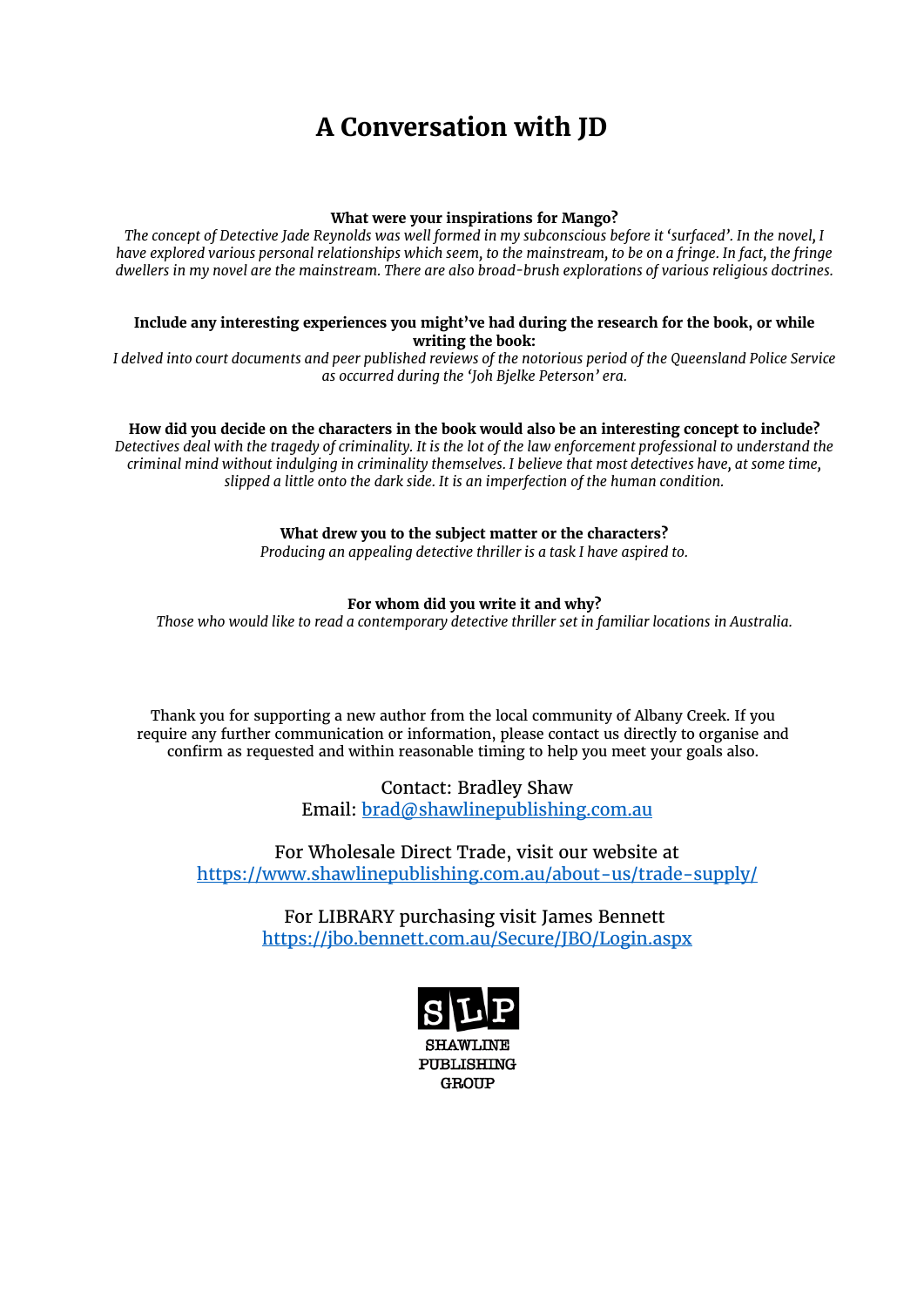# A Conversation with JD

**What were your inspirations for Mango?**

*The concept of Detective Jade Reynolds was well formed in my subconscious before it 'surfaced'. In the novel, I have explored various personal relationships which seem, to the mainstream, to be on a fringe. In fact, the fringe dwellers in my novel are the mainstream. There are also broad-brush explorations of various religious doctrines.*

**Include any interesting experiences you might've had during the research for the book, or while writing the book:**

*I delved into court documents and peer published reviews of the notorious period of the Queensland Police Service as occurred during the 'Joh Bjelke Peterson' era.*

**How did you decide on the characters in the book would also be an interesting concept to include?**

*Detectives deal with the tragedy of criminality. It is the lot of the law enforcement professional to understand the criminal mind without indulging in criminality themselves. I believe that most detectives have, at some time, slipped a little onto the dark side. It is an imperfection of the human condition.*

**What drew you to the subject matter or the characters?**

*Producing an appealing detective thriller is a task I have aspired to.*

**For whom did you write it and why?**

*Those who would like to read a contemporary detective thriller set in familiar locations in Australia.*

Thank you for supporting a new author from the local community of Albany Creek. If you require any further communication or information, please contact us directly to organise and confirm as requested and within reasonable timing to help you meet your goals also.

Contact: Bradley Shaw
Email: [brad@shawlinepublishing.com.au](mailto:brad@shawlinepublishing.com.au)

For Wholesale Direct Trade, visit our website at
[https://www.shawlinepublishing.com.au/about-us/trade-supply/](https://www.shawlinepublishing.com.au/about-us/trade-supply/)

For LIBRARY purchasing visit James Bennett
[https://jbo.bennett.com.au/Secure/JBO/Login.aspx](https://jbo.bennett.com.au/Secure/JBO/Login.aspx)

SLP
SHAWLINE PUBLISHING GROUP